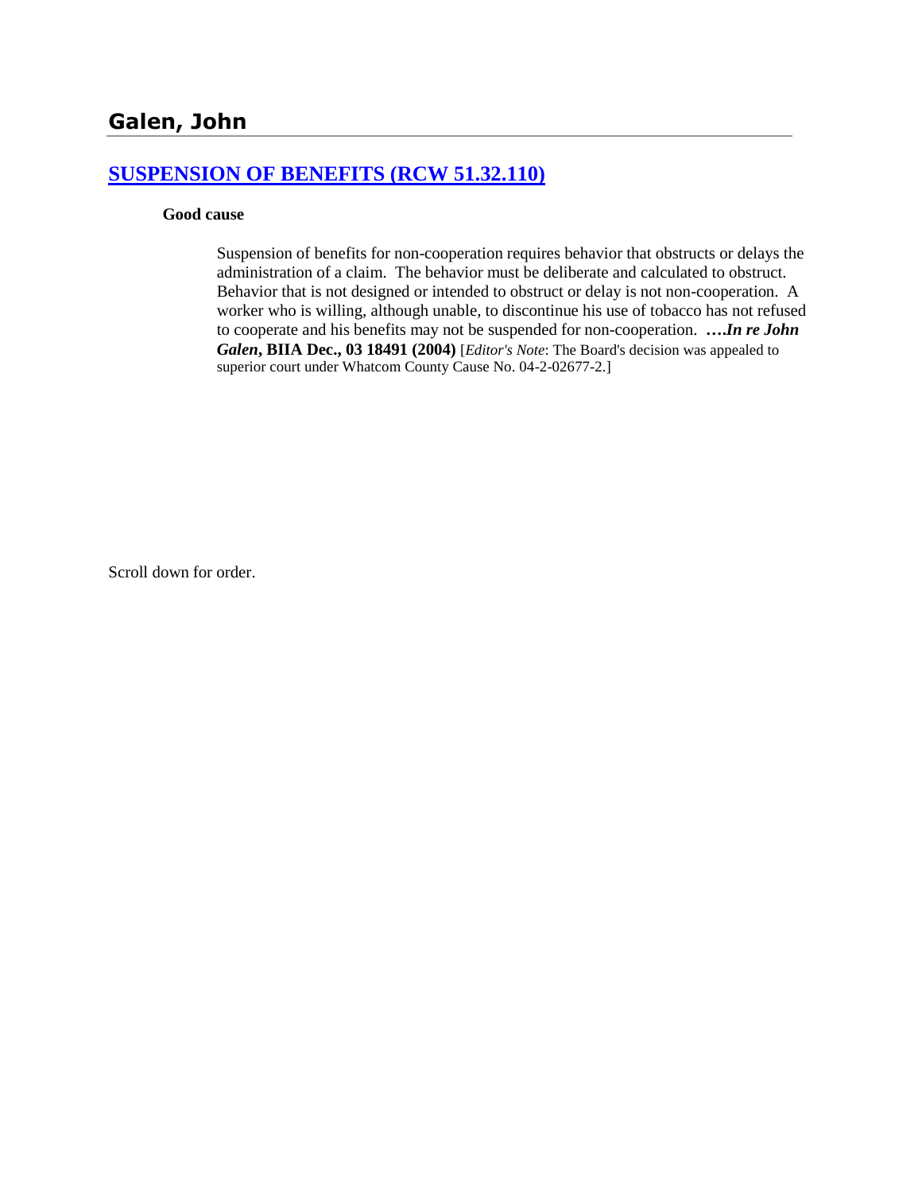## Galen, John

### [SUSPENSION OF BENEFITS (RCW 51.32.110)]

**Good cause**

Suspension of benefits for non-cooperation requires behavior that obstructs or delays the administration of a claim. The behavior must be deliberate and calculated to obstruct. Behavior that is not designed or intended to obstruct or delay is not non-cooperation. A worker who is willing, although unable, to discontinue his use of tobacco has not refused to cooperate and his benefits may not be suspended for non-cooperation. ***….In re John Galen*, BIIA Dec., 03 18491 (2004)** [*Editor's Note*: The Board's decision was appealed to superior court under Whatcom County Cause No. 04-2-02677-2.]

Scroll down for order.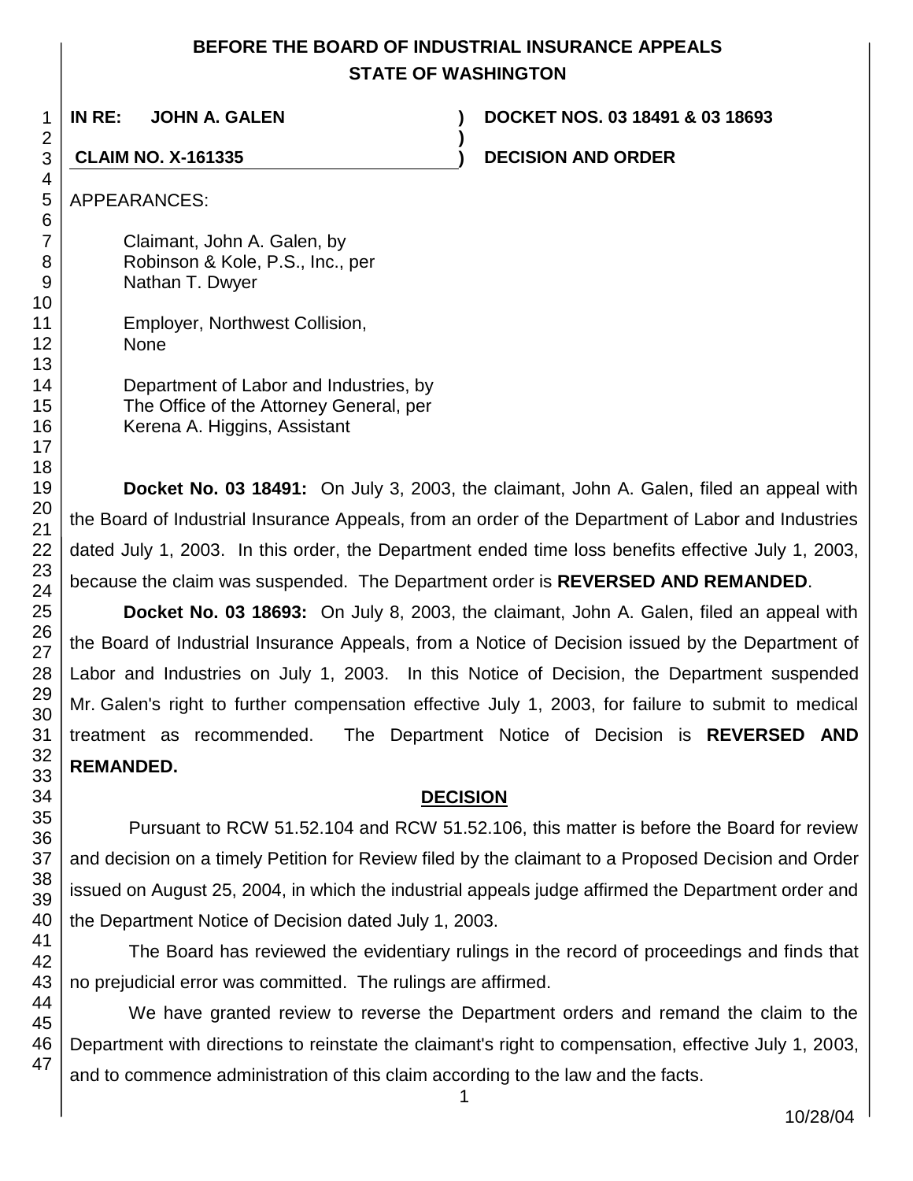# BEFORE THE BOARD OF INDUSTRIAL INSURANCE APPEALS
## STATE OF WASHINGTON

**IN RE: JOHN A. GALEN** ) **DOCKET NOS. 03 18491 & 03 18693**

**CLAIM NO. X-161335** ) **DECISION AND ORDER**

APPEARANCES:

Claimant, John A. Galen, by
Robinson & Kole, P.S., Inc., per
Nathan T. Dwyer

Employer, Northwest Collision,
None

Department of Labor and Industries, by
The Office of the Attorney General, per
Kerena A. Higgins, Assistant

**Docket No. 03 18491:** On July 3, 2003, the claimant, John A. Galen, filed an appeal with the Board of Industrial Insurance Appeals, from an order of the Department of Labor and Industries dated July 1, 2003. In this order, the Department ended time loss benefits effective July 1, 2003, because the claim was suspended. The Department order is **REVERSED AND REMANDED**.

**Docket No. 03 18693:** On July 8, 2003, the claimant, John A. Galen, filed an appeal with the Board of Industrial Insurance Appeals, from a Notice of Decision issued by the Department of Labor and Industries on July 1, 2003. In this Notice of Decision, the Department suspended Mr. Galen's right to further compensation effective July 1, 2003, for failure to submit to medical treatment as recommended. The Department Notice of Decision is **REVERSED AND REMANDED.**

## DECISION

Pursuant to RCW 51.52.104 and RCW 51.52.106, this matter is before the Board for review and decision on a timely Petition for Review filed by the claimant to a Proposed Decision and Order issued on August 25, 2004, in which the industrial appeals judge affirmed the Department order and the Department Notice of Decision dated July 1, 2003.

The Board has reviewed the evidentiary rulings in the record of proceedings and finds that no prejudicial error was committed. The rulings are affirmed.

We have granted review to reverse the Department orders and remand the claim to the Department with directions to reinstate the claimant's right to compensation, effective July 1, 2003, and to commence administration of this claim according to the law and the facts.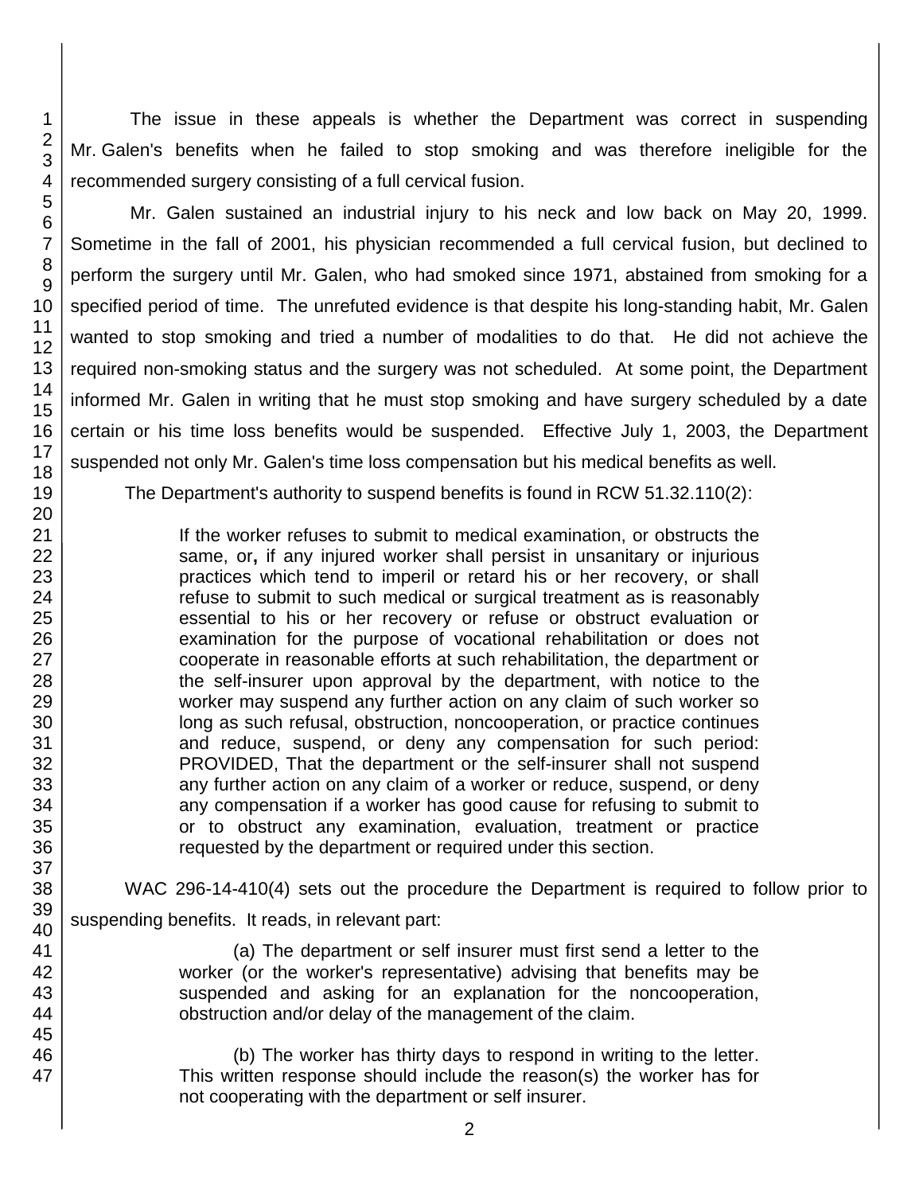The issue in these appeals is whether the Department was correct in suspending Mr. Galen's benefits when he failed to stop smoking and was therefore ineligible for the recommended surgery consisting of a full cervical fusion.

Mr. Galen sustained an industrial injury to his neck and low back on May 20, 1999. Sometime in the fall of 2001, his physician recommended a full cervical fusion, but declined to perform the surgery until Mr. Galen, who had smoked since 1971, abstained from smoking for a specified period of time. The unrefuted evidence is that despite his long-standing habit, Mr. Galen wanted to stop smoking and tried a number of modalities to do that. He did not achieve the required non-smoking status and the surgery was not scheduled. At some point, the Department informed Mr. Galen in writing that he must stop smoking and have surgery scheduled by a date certain or his time loss benefits would be suspended. Effective July 1, 2003, the Department suspended not only Mr. Galen's time loss compensation but his medical benefits as well.

The Department's authority to suspend benefits is found in RCW 51.32.110(2):

> If the worker refuses to submit to medical examination, or obstructs the same, or**,** if any injured worker shall persist in unsanitary or injurious practices which tend to imperil or retard his or her recovery, or shall refuse to submit to such medical or surgical treatment as is reasonably essential to his or her recovery or refuse or obstruct evaluation or examination for the purpose of vocational rehabilitation or does not cooperate in reasonable efforts at such rehabilitation, the department or the self-insurer upon approval by the department, with notice to the worker may suspend any further action on any claim of such worker so long as such refusal, obstruction, noncooperation, or practice continues and reduce, suspend, or deny any compensation for such period: PROVIDED, That the department or the self-insurer shall not suspend any further action on any claim of a worker or reduce, suspend, or deny any compensation if a worker has good cause for refusing to submit to or to obstruct any examination, evaluation, treatment or practice requested by the department or required under this section.

WAC 296-14-410(4) sets out the procedure the Department is required to follow prior to suspending benefits. It reads, in relevant part:

> (a) The department or self insurer must first send a letter to the worker (or the worker's representative) advising that benefits may be suspended and asking for an explanation for the noncooperation, obstruction and/or delay of the management of the claim.
>
> (b) The worker has thirty days to respond in writing to the letter. This written response should include the reason(s) the worker has for not cooperating with the department or self insurer.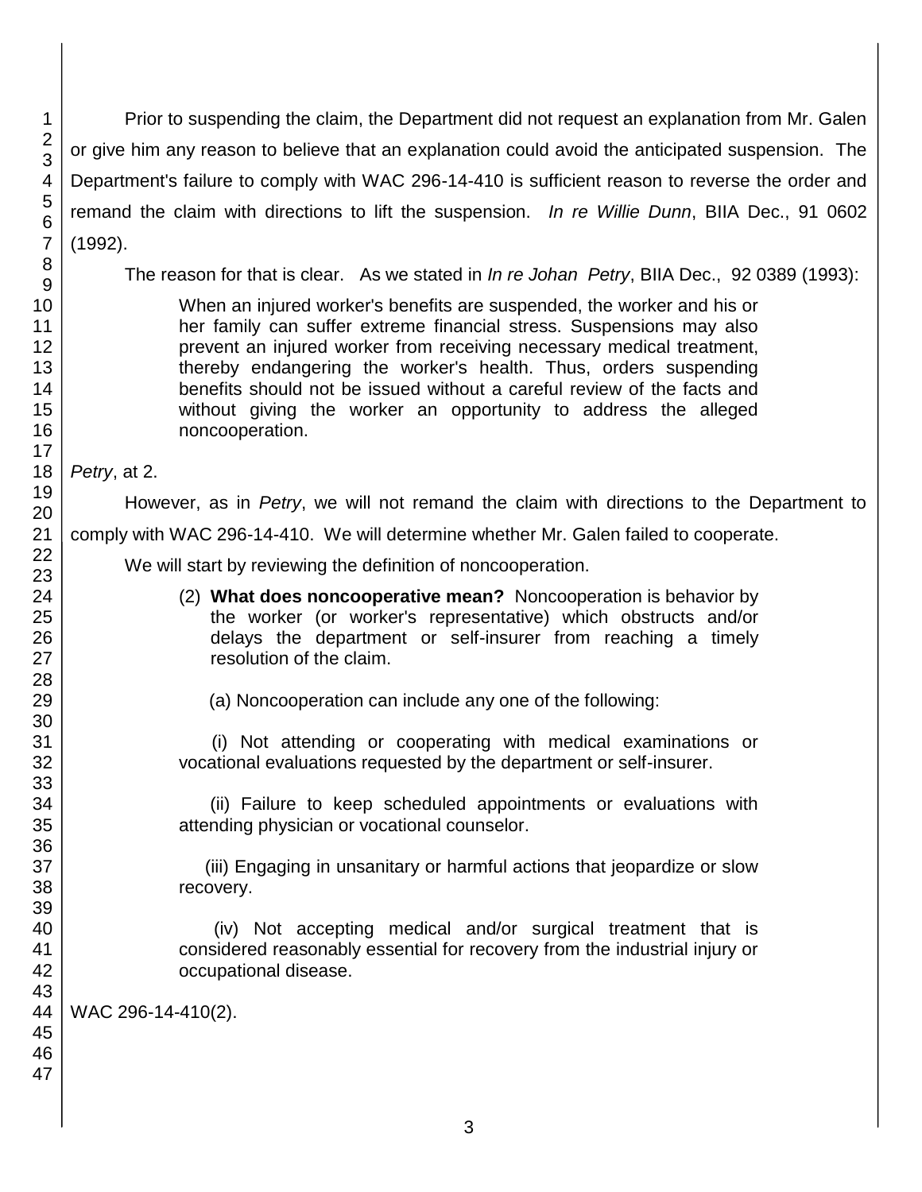Prior to suspending the claim, the Department did not request an explanation from Mr. Galen or give him any reason to believe that an explanation could avoid the anticipated suspension. The Department's failure to comply with WAC 296-14-410 is sufficient reason to reverse the order and remand the claim with directions to lift the suspension. *In re Willie Dunn*, BIIA Dec., 91 0602 (1992).

The reason for that is clear. As we stated in *In re Johan Petry*, BIIA Dec., 92 0389 (1993):

> When an injured worker's benefits are suspended, the worker and his or her family can suffer extreme financial stress. Suspensions may also prevent an injured worker from receiving necessary medical treatment, thereby endangering the worker's health. Thus, orders suspending benefits should not be issued without a careful review of the facts and without giving the worker an opportunity to address the alleged noncooperation.

*Petry*, at 2.

However, as in *Petry*, we will not remand the claim with directions to the Department to comply with WAC 296-14-410. We will determine whether Mr. Galen failed to cooperate.

We will start by reviewing the definition of noncooperation.

> (2) **What does noncooperative mean?** Noncooperation is behavior by the worker (or worker's representative) which obstructs and/or delays the department or self-insurer from reaching a timely resolution of the claim.
>
> (a) Noncooperation can include any one of the following:
>
> (i) Not attending or cooperating with medical examinations or vocational evaluations requested by the department or self-insurer.
>
> (ii) Failure to keep scheduled appointments or evaluations with attending physician or vocational counselor.
>
> (iii) Engaging in unsanitary or harmful actions that jeopardize or slow recovery.
>
> (iv) Not accepting medical and/or surgical treatment that is considered reasonably essential for recovery from the industrial injury or occupational disease.

WAC 296-14-410(2).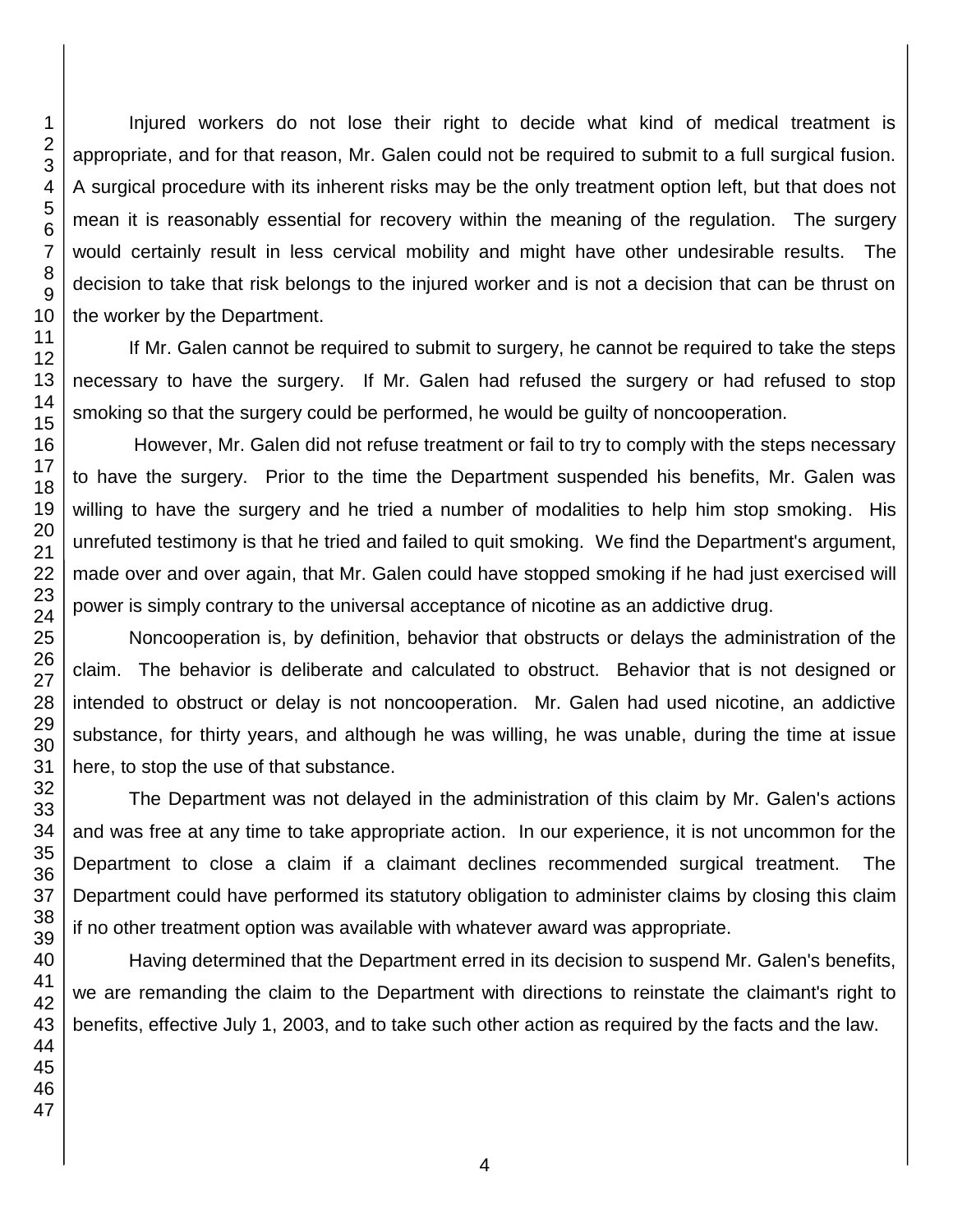Injured workers do not lose their right to decide what kind of medical treatment is appropriate, and for that reason, Mr. Galen could not be required to submit to a full surgical fusion. A surgical procedure with its inherent risks may be the only treatment option left, but that does not mean it is reasonably essential for recovery within the meaning of the regulation. The surgery would certainly result in less cervical mobility and might have other undesirable results. The decision to take that risk belongs to the injured worker and is not a decision that can be thrust on the worker by the Department.

If Mr. Galen cannot be required to submit to surgery, he cannot be required to take the steps necessary to have the surgery. If Mr. Galen had refused the surgery or had refused to stop smoking so that the surgery could be performed, he would be guilty of noncooperation.

However, Mr. Galen did not refuse treatment or fail to try to comply with the steps necessary to have the surgery. Prior to the time the Department suspended his benefits, Mr. Galen was willing to have the surgery and he tried a number of modalities to help him stop smoking. His unrefuted testimony is that he tried and failed to quit smoking. We find the Department's argument, made over and over again, that Mr. Galen could have stopped smoking if he had just exercised will power is simply contrary to the universal acceptance of nicotine as an addictive drug.

Noncooperation is, by definition, behavior that obstructs or delays the administration of the claim. The behavior is deliberate and calculated to obstruct. Behavior that is not designed or intended to obstruct or delay is not noncooperation. Mr. Galen had used nicotine, an addictive substance, for thirty years, and although he was willing, he was unable, during the time at issue here, to stop the use of that substance.

The Department was not delayed in the administration of this claim by Mr. Galen's actions and was free at any time to take appropriate action. In our experience, it is not uncommon for the Department to close a claim if a claimant declines recommended surgical treatment. The Department could have performed its statutory obligation to administer claims by closing this claim if no other treatment option was available with whatever award was appropriate.

Having determined that the Department erred in its decision to suspend Mr. Galen's benefits, we are remanding the claim to the Department with directions to reinstate the claimant's right to benefits, effective July 1, 2003, and to take such other action as required by the facts and the law.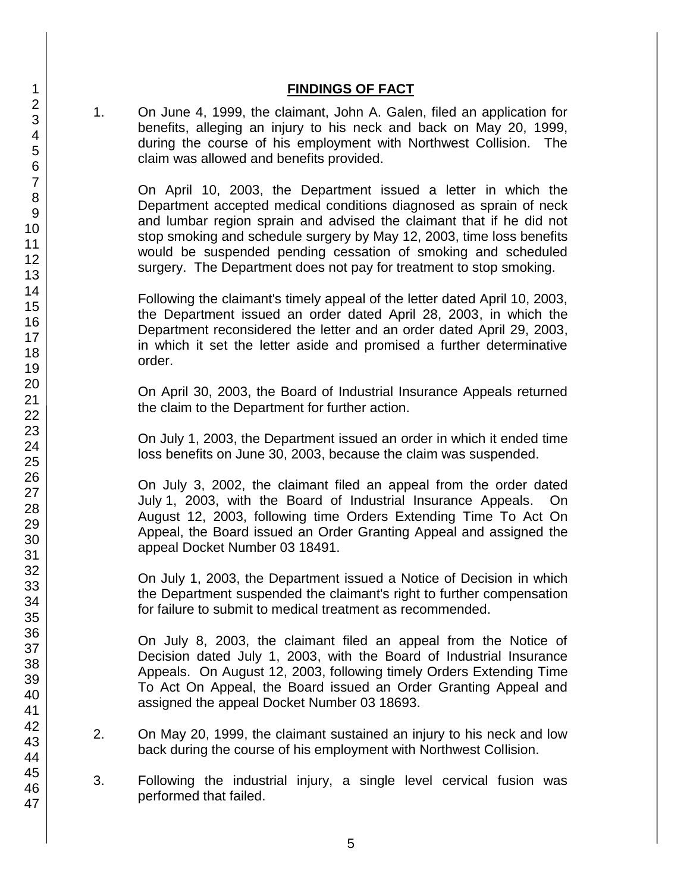## FINDINGS OF FACT

1. On June 4, 1999, the claimant, John A. Galen, filed an application for benefits, alleging an injury to his neck and back on May 20, 1999, during the course of his employment with Northwest Collision. The claim was allowed and benefits provided.

   On April 10, 2003, the Department issued a letter in which the Department accepted medical conditions diagnosed as sprain of neck and lumbar region sprain and advised the claimant that if he did not stop smoking and schedule surgery by May 12, 2003, time loss benefits would be suspended pending cessation of smoking and scheduled surgery. The Department does not pay for treatment to stop smoking.

   Following the claimant's timely appeal of the letter dated April 10, 2003, the Department issued an order dated April 28, 2003, in which the Department reconsidered the letter and an order dated April 29, 2003, in which it set the letter aside and promised a further determinative order.

   On April 30, 2003, the Board of Industrial Insurance Appeals returned the claim to the Department for further action.

   On July 1, 2003, the Department issued an order in which it ended time loss benefits on June 30, 2003, because the claim was suspended.

   On July 3, 2002, the claimant filed an appeal from the order dated July 1, 2003, with the Board of Industrial Insurance Appeals. On August 12, 2003, following time Orders Extending Time To Act On Appeal, the Board issued an Order Granting Appeal and assigned the appeal Docket Number 03 18491.

   On July 1, 2003, the Department issued a Notice of Decision in which the Department suspended the claimant's right to further compensation for failure to submit to medical treatment as recommended.

   On July 8, 2003, the claimant filed an appeal from the Notice of Decision dated July 1, 2003, with the Board of Industrial Insurance Appeals. On August 12, 2003, following timely Orders Extending Time To Act On Appeal, the Board issued an Order Granting Appeal and assigned the appeal Docket Number 03 18693.

2. On May 20, 1999, the claimant sustained an injury to his neck and low back during the course of his employment with Northwest Collision.

3. Following the industrial injury, a single level cervical fusion was performed that failed.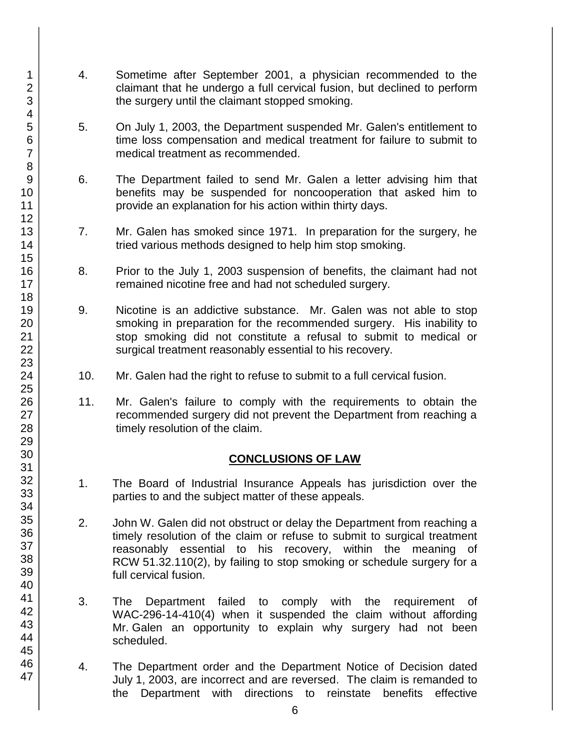4. Sometime after September 2001, a physician recommended to the claimant that he undergo a full cervical fusion, but declined to perform the surgery until the claimant stopped smoking.

5. On July 1, 2003, the Department suspended Mr. Galen's entitlement to time loss compensation and medical treatment for failure to submit to medical treatment as recommended.

6. The Department failed to send Mr. Galen a letter advising him that benefits may be suspended for noncooperation that asked him to provide an explanation for his action within thirty days.

7. Mr. Galen has smoked since 1971. In preparation for the surgery, he tried various methods designed to help him stop smoking.

8. Prior to the July 1, 2003 suspension of benefits, the claimant had not remained nicotine free and had not scheduled surgery.

9. Nicotine is an addictive substance. Mr. Galen was not able to stop smoking in preparation for the recommended surgery. His inability to stop smoking did not constitute a refusal to submit to medical or surgical treatment reasonably essential to his recovery.

10. Mr. Galen had the right to refuse to submit to a full cervical fusion.

11. Mr. Galen's failure to comply with the requirements to obtain the recommended surgery did not prevent the Department from reaching a timely resolution of the claim.

## CONCLUSIONS OF LAW

1. The Board of Industrial Insurance Appeals has jurisdiction over the parties to and the subject matter of these appeals.

2. John W. Galen did not obstruct or delay the Department from reaching a timely resolution of the claim or refuse to submit to surgical treatment reasonably essential to his recovery, within the meaning of RCW 51.32.110(2), by failing to stop smoking or schedule surgery for a full cervical fusion.

3. The Department failed to comply with the requirement of WAC-296-14-410(4) when it suspended the claim without affording Mr. Galen an opportunity to explain why surgery had not been scheduled.

4. The Department order and the Department Notice of Decision dated July 1, 2003, are incorrect and are reversed. The claim is remanded to the Department with directions to reinstate benefits effective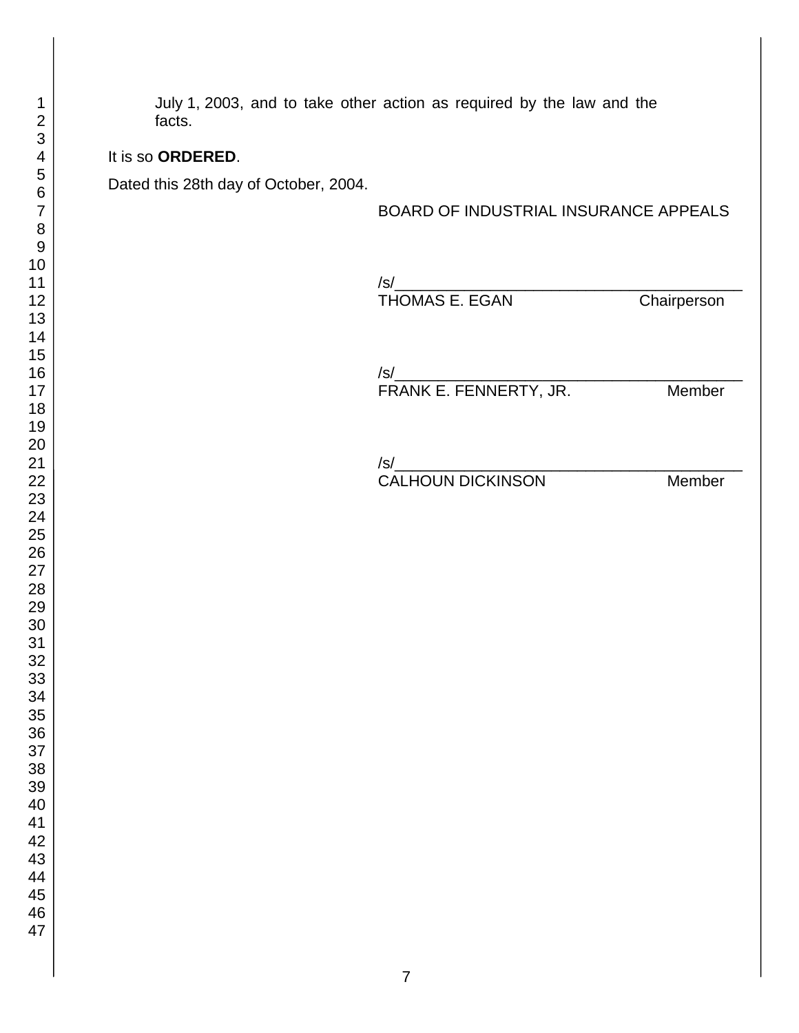July 1, 2003, and to take other action as required by the law and the facts.

It is so **ORDERED**.

Dated this 28th day of October, 2004.

BOARD OF INDUSTRIAL INSURANCE APPEALS

/s/_________________________________________
THOMAS E. EGAN Chairperson

/s/_________________________________________
FRANK E. FENNERTY, JR. Member

/s/_________________________________________
CALHOUN DICKINSON Member